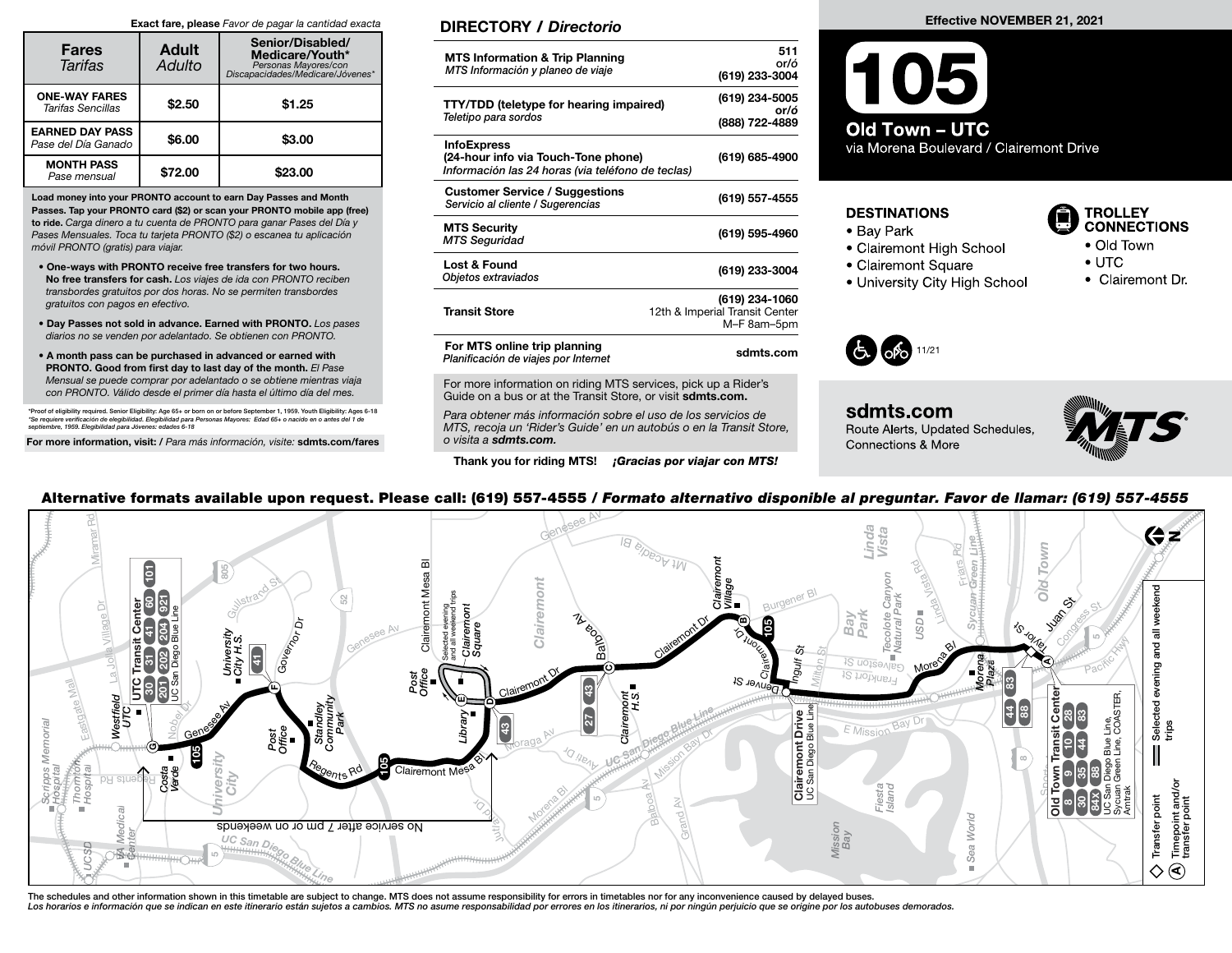**Exact fare, please** *Favor de pagar la cantidad exacta*

| Fares *Tarifas* | Adult *Adulto* | Senior/Disabled/ Medicare/Youth* *Personas Mayores/con Discapacidades/Medicare/Jóvenes** |
|---|---|---|
| **ONE-WAY FARES** *Tarifas Sencillas* | $2.50 | $1.25 |
| **EARNED DAY PASS** *Pase del Día Ganado* | $6.00 | $3.00 |
| **MONTH PASS** *Pase mensual* | $72.00 | $23.00 |

**Load money into your PRONTO account to earn Day Passes and Month Passes. Tap your PRONTO card ($2) or scan your PRONTO mobile app (free) to ride.** *Carga dinero a tu cuenta de PRONTO para ganar Pases del Día y Pases Mensuales. Toca tu tarjeta PRONTO ($2) o escanea tu aplicación móvil PRONTO (gratis) para viajar.*

- **One-ways with PRONTO receive free transfers for two hours. No free transfers for cash.** *Los viajes de ida con PRONTO reciben transbordes gratuitos por dos horas. No se permiten transbordes gratuitos con pagos en efectivo.*
- **Day Passes not sold in advance. Earned with PRONTO.** *Los pases diarios no se venden por adelantado. Se obtienen con PRONTO.*
- **A month pass can be purchased in advanced or earned with PRONTO. Good from first day to last day of the month.** *El Pase Mensual se puede comprar por adelantado o se obtiene mientras viaja con PRONTO. Válido desde el primer día hasta el último día del mes.*

*Proof of eligibility required. Senior Eligibility: Age 65+ or born on or before September 1, 1959. Youth Eligibility: Ages 6-18
*Se requiere verificación de elegibilidad. Elegibilidad para Personas Mayores: Edad 65+ o nacido en o antes del 1 de septiembre, 1959. Elegibilidad para Jóvenes: edades 6-18

**For more information, visit:** / *Para más información, visite:* **sdmts.com/fares**

## DIRECTORY / *Directorio*

| | |
|---|---|
| **MTS Information & Trip Planning** *MTS Información y planeo de viaje* | 511 or/ó (619) 233-3004 |
| **TTY/TDD (teletype for hearing impaired)** *Teletipo para sordos* | (619) 234-5005 or/ó (888) 722-4889 |
| **InfoExpress (24-hour info via Touch-Tone phone)** *Información las 24 horas (via teléfono de teclas)* | (619) 685-4900 |
| **Customer Service / Suggestions** *Servicio al cliente / Sugerencias* | (619) 557-4555 |
| **MTS Security** *MTS Seguridad* | (619) 595-4960 |
| **Lost & Found** *Objetos extraviados* | (619) 233-3004 |
| **Transit Store** | (619) 234-1060 12th & Imperial Transit Center M–F 8am–5pm |
| **For MTS online trip planning** *Planificación de viajes por Internet* | sdmts.com |

For more information on riding MTS services, pick up a Rider's Guide on a bus or at the Transit Store, or visit **sdmts.com.**

*Para obtener más información sobre el uso de los servicios de MTS, recoja un 'Rider's Guide' en un autobús o en la Transit Store, o visita a* ***sdmts.com.***

**Thank you for riding MTS!** ***¡Gracias por viajar con MTS!***

**Effective NOVEMBER 21, 2021**

# 105

## Old Town – UTC

via Morena Boulevard / Clairemont Drive

### DESTINATIONS

- Bay Park
- Clairemont High School
- Clairemont Square
- University City High School

### TROLLEY CONNECTIONS

- Old Town
- UTC
- Clairemont Dr.

11/21

**sdmts.com**
Route Alerts, Updated Schedules, Connections & More

**Alternative formats available upon request. Please call: (619) 557-4555 / *Formato alternativo disponible al preguntar. Favor de llamar: (619) 557-4555***

UTC Transit Center: 30, 31, 41, 60, 101, 201, 202, 204, 921, UC San Diego Blue Line
Old Town Transit Center: 8, 9, 10, 28, 30, 35, 44, 83, 84X, 88, UC San Diego Blue Line, Sycuan Green Line, COASTER, Amtrak
Clairemont Drive: UC San Diego Blue Line

Selected evening and all weekend trips (Clairemont Square)

No service after 7 pm or on weekends

◇ Transfer point
Ⓐ Timepoint and/or transfer point
Selected evening and all weekend trips

The schedules and other information shown in this timetable are subject to change. MTS does not assume responsibility for errors in timetables nor for any inconvenience caused by delayed buses.
*Los horarios e información que se indican en este itinerario están sujetos a cambios. MTS no asume responsabilidad por errores en los itinerarios, ni por ningún perjuicio que se origine por los autobuses demorados.*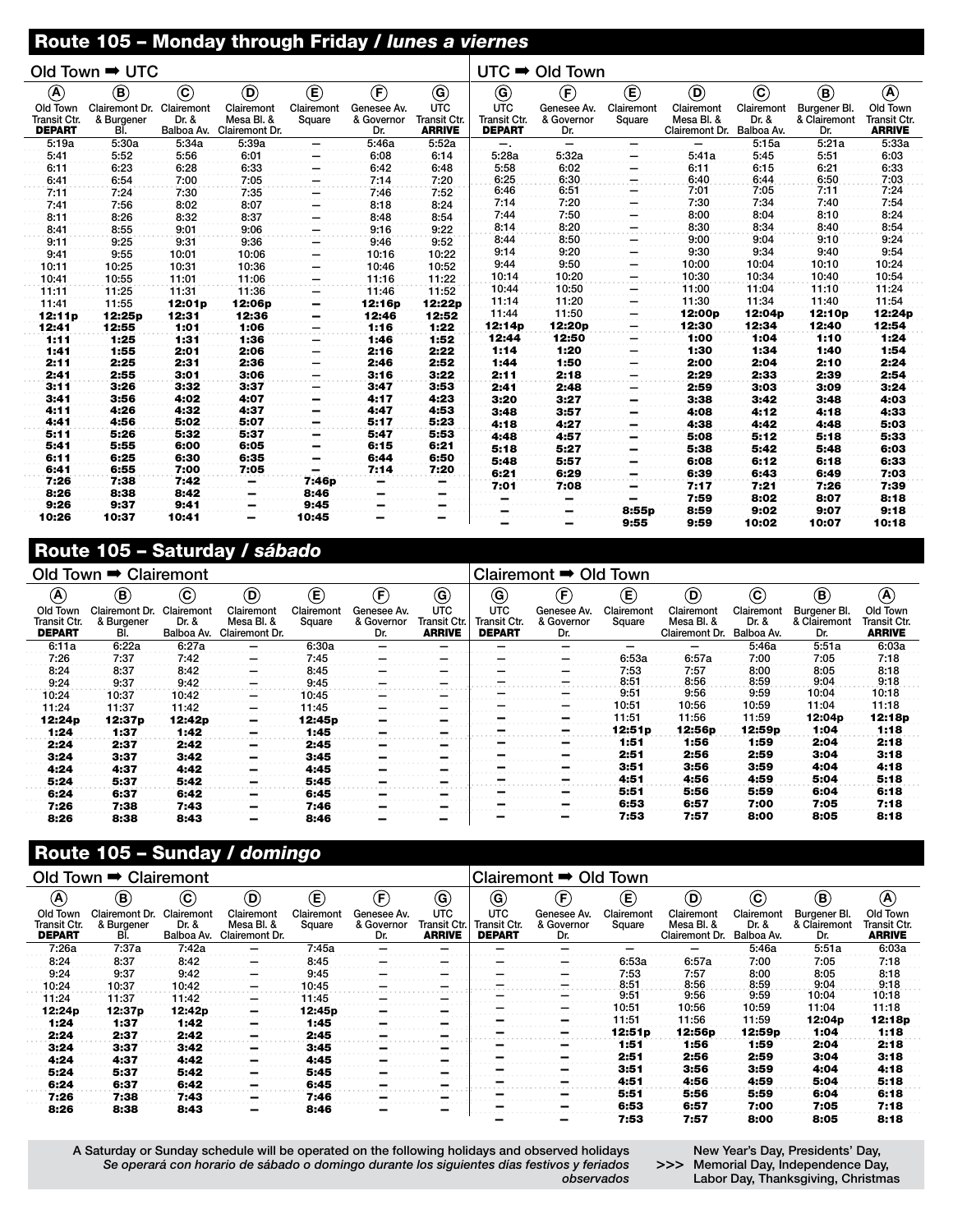## Route 105 – Monday through Friday / *lunes a viernes*

### Old Town ➡ UTC

| (A) Old Town Transit Ctr. **DEPART** | (B) Clairemont Dr. & Burgener Bl. | (C) Clairemont Dr. & Balboa Av. | (D) Clairemont Mesa Bl. & Clairemont Dr. | (E) Clairemont Square | (F) Genesee Av. & Governor Dr. | (G) UTC Transit Ctr. **ARRIVE** |
|---|---|---|---|---|---|---|
| 5:19a | 5:30a | 5:34a | 5:39a | – | 5:46a | 5:52a |
| 5:41 | 5:52 | 5:56 | 6:01 | – | 6:08 | 6:14 |
| 6:11 | 6:23 | 6:28 | 6:33 | – | 6:42 | 6:48 |
| 6:41 | 6:54 | 7:00 | 7:05 | – | 7:14 | 7:20 |
| 7:11 | 7:24 | 7:30 | 7:35 | – | 7:46 | 7:52 |
| 7:41 | 7:56 | 8:02 | 8:07 | – | 8:18 | 8:24 |
| 8:11 | 8:26 | 8:32 | 8:37 | – | 8:48 | 8:54 |
| 8:41 | 8:55 | 9:01 | 9:06 | – | 9:16 | 9:22 |
| 9:11 | 9:25 | 9:31 | 9:36 | – | 9:46 | 9:52 |
| 9:41 | 9:55 | 10:01 | 10:06 | – | 10:16 | 10:22 |
| 10:11 | 10:25 | 10:31 | 10:36 | – | 10:46 | 10:52 |
| 10:41 | 10:55 | 11:01 | 11:06 | – | 11:16 | 11:22 |
| 11:11 | 11:25 | 11:31 | 11:36 | – | 11:46 | 11:52 |
| 11:41 | 11:55 | **12:01p** | **12:06p** | – | **12:16p** | **12:22p** |
| **12:11p** | **12:25p** | **12:31** | **12:36** | – | **12:46** | **12:52** |
| **12:41** | **12:55** | **1:01** | **1:06** | – | **1:16** | **1:22** |
| **1:11** | **1:25** | **1:31** | **1:36** | – | **1:46** | **1:52** |
| **1:41** | **1:55** | **2:01** | **2:06** | – | **2:16** | **2:22** |
| **2:11** | **2:25** | **2:31** | **2:36** | – | **2:46** | **2:52** |
| **2:41** | **2:55** | **3:01** | **3:06** | – | **3:16** | **3:22** |
| **3:11** | **3:26** | **3:32** | **3:37** | – | **3:47** | **3:53** |
| **3:41** | **3:56** | **4:02** | **4:07** | – | **4:17** | **4:23** |
| **4:11** | **4:26** | **4:32** | **4:37** | – | **4:47** | **4:53** |
| **4:41** | **4:56** | **5:02** | **5:07** | – | **5:17** | **5:23** |
| **5:11** | **5:26** | **5:32** | **5:37** | – | **5:47** | **5:53** |
| **5:41** | **5:55** | **6:00** | **6:05** | – | **6:15** | **6:21** |
| **6:11** | **6:25** | **6:30** | **6:35** | – | **6:44** | **6:50** |
| **6:41** | **6:55** | **7:00** | **7:05** | – | **7:14** | **7:20** |
| **7:26** | **7:38** | **7:42** | – | **7:46p** | – | – |
| **8:26** | **8:38** | **8:42** | – | **8:46** | – | – |
| **9:26** | **9:37** | **9:41** | – | **9:45** | – | – |
| **10:26** | **10:37** | **10:41** | – | **10:45** | – | – |

### UTC ➡ Old Town

| (G) UTC Transit Ctr. **DEPART** | (F) Genesee Av. & Governor Dr. | (E) Clairemont Square | (D) Clairemont Mesa Bl. & Clairemont Dr. | (C) Clairemont Dr. & Balboa Av. | (B) Burgener Bl. & Clairemont Dr. | (A) Old Town Transit Ctr. **ARRIVE** |
|---|---|---|---|---|---|---|
| –. | – | – | – | 5:15a | 5:21a | 5:33a |
| 5:28a | 5:32a | – | 5:41a | 5:45 | 5:51 | 6:03 |
| 5:58 | 6:02 | – | 6:11 | 6:15 | 6:21 | 6:33 |
| 6:25 | 6:30 | – | 6:40 | 6:44 | 6:50 | 7:03 |
| 6:46 | 6:51 | – | 7:01 | 7:05 | 7:11 | 7:24 |
| 7:14 | 7:20 | – | 7:30 | 7:34 | 7:40 | 7:54 |
| 7:44 | 7:50 | – | 8:00 | 8:04 | 8:10 | 8:24 |
| 8:14 | 8:20 | – | 8:30 | 8:34 | 8:40 | 8:54 |
| 8:44 | 8:50 | – | 9:00 | 9:04 | 9:10 | 9:24 |
| 9:14 | 9:20 | – | 9:30 | 9:34 | 9:40 | 9:54 |
| 9:44 | 9:50 | – | 10:00 | 10:04 | 10:10 | 10:24 |
| 10:14 | 10:20 | – | 10:30 | 10:34 | 10:40 | 10:54 |
| 10:44 | 10:50 | – | 11:00 | 11:04 | 11:10 | 11:24 |
| 11:14 | 11:20 | – | 11:30 | 11:34 | 11:40 | 11:54 |
| 11:44 | 11:50 | – | **12:00p** | **12:04p** | **12:10p** | **12:24p** |
| **12:14p** | **12:20p** | – | **12:30** | **12:34** | **12:40** | **12:54** |
| **12:44** | **12:50** | – | **1:00** | **1:04** | **1:10** | **1:24** |
| **1:14** | **1:20** | – | **1:30** | **1:34** | **1:40** | **1:54** |
| **1:44** | **1:50** | – | **2:00** | **2:04** | **2:10** | **2:24** |
| **2:11** | **2:18** | – | **2:29** | **2:33** | **2:39** | **2:54** |
| **2:41** | **2:48** | – | **2:59** | **3:03** | **3:09** | **3:24** |
| **3:20** | **3:27** | – | **3:38** | **3:42** | **3:48** | **4:03** |
| **3:48** | **3:57** | – | **4:08** | **4:12** | **4:18** | **4:33** |
| **4:18** | **4:27** | – | **4:38** | **4:42** | **4:48** | **5:03** |
| **4:48** | **4:57** | – | **5:08** | **5:12** | **5:18** | **5:33** |
| **5:18** | **5:27** | – | **5:38** | **5:42** | **5:48** | **6:03** |
| **5:48** | **5:57** | – | **6:08** | **6:12** | **6:18** | **6:33** |
| **6:21** | **6:29** | – | **6:39** | **6:43** | **6:49** | **7:03** |
| **7:01** | **7:08** | – | **7:17** | **7:21** | **7:26** | **7:39** |
| – | – | – | **7:59** | **8:02** | **8:07** | **8:18** |
| – | – | **8:55p** | **8:59** | **9:02** | **9:07** | **9:18** |
| – | – | **9:55** | **9:59** | **10:02** | **10:07** | **10:18** |

## Route 105 – Saturday / *sábado*

### Old Town ➡ Clairemont

| (A) Old Town Transit Ctr. **DEPART** | (B) Clairemont Dr. & Burgener Bl. | (C) Clairemont Dr. & Balboa Av. | (D) Clairemont Mesa Bl. & Clairemont Dr. | (E) Clairemont Square | (F) Genesee Av. & Governor Dr. | (G) UTC Transit Ctr. **ARRIVE** |
|---|---|---|---|---|---|---|
| 6:11a | 6:22a | 6:27a | – | 6:30a | – | – |
| 7:26 | 7:37 | 7:42 | – | 7:45 | – | – |
| 8:24 | 8:37 | 8:42 | – | 8:45 | – | – |
| 9:24 | 9:37 | 9:42 | – | 9:45 | – | – |
| 10:24 | 10:37 | 10:42 | – | 10:45 | – | – |
| 11:24 | 11:37 | 11:42 | – | 11:45 | – | – |
| **12:24p** | **12:37p** | **12:42p** | – | **12:45p** | – | – |
| **1:24** | **1:37** | **1:42** | – | **1:45** | – | – |
| **2:24** | **2:37** | **2:42** | – | **2:45** | – | – |
| **3:24** | **3:37** | **3:42** | – | **3:45** | – | – |
| **4:24** | **4:37** | **4:42** | – | **4:45** | – | – |
| **5:24** | **5:37** | **5:42** | – | **5:45** | – | – |
| **6:24** | **6:37** | **6:42** | – | **6:45** | – | – |
| **7:26** | **7:38** | **7:43** | – | **7:46** | – | – |
| **8:26** | **8:38** | **8:43** | – | **8:46** | – | – |

### Clairemont ➡ Old Town

| (G) UTC Transit Ctr. **DEPART** | (F) Genesee Av. & Governor Dr. | (E) Clairemont Square | (D) Clairemont Mesa Bl. & Clairemont Dr. | (C) Clairemont Dr. & Balboa Av. | (B) Burgener Bl. & Clairemont Dr. | (A) Old Town Transit Ctr. **ARRIVE** |
|---|---|---|---|---|---|---|
| – | – | – | – | 5:46a | 5:51a | 6:03a |
| – | – | 6:53a | 6:57a | 7:00 | 7:05 | 7:18 |
| – | – | 7:53 | 7:57 | 8:00 | 8:05 | 8:18 |
| – | – | 8:51 | 8:56 | 8:59 | 9:04 | 9:18 |
| – | – | 9:51 | 9:56 | 9:59 | 10:04 | 10:18 |
| – | – | 10:51 | 10:56 | 10:59 | 11:04 | 11:18 |
| – | – | 11:51 | 11:56 | 11:59 | **12:04p** | **12:18p** |
| – | – | **12:51p** | **12:56p** | **12:59p** | **1:04** | **1:18** |
| – | – | **1:51** | **1:56** | **1:59** | **2:04** | **2:18** |
| – | – | **2:51** | **2:56** | **2:59** | **3:04** | **3:18** |
| – | – | **3:51** | **3:56** | **3:59** | **4:04** | **4:18** |
| – | – | **4:51** | **4:56** | **4:59** | **5:04** | **5:18** |
| – | – | **5:51** | **5:56** | **5:59** | **6:04** | **6:18** |
| – | – | **6:53** | **6:57** | **7:00** | **7:05** | **7:18** |
| – | – | **7:53** | **7:57** | **8:00** | **8:05** | **8:18** |

## Route 105 – Sunday / *domingo*

### Old Town ➡ Clairemont

| (A) Old Town Transit Ctr. **DEPART** | (B) Clairemont Dr. & Burgener Bl. | (C) Clairemont Dr. & Balboa Av. | (D) Clairemont Mesa Bl. & Clairemont Dr. | (E) Clairemont Square | (F) Genesee Av. & Governor Dr. | (G) UTC Transit Ctr. **ARRIVE** |
|---|---|---|---|---|---|---|
| 7:26a | 7:37a | 7:42a | – | 7:45a | – | – |
| 8:24 | 8:37 | 8:42 | – | 8:45 | – | – |
| 9:24 | 9:37 | 9:42 | – | 9:45 | – | – |
| 10:24 | 10:37 | 10:42 | – | 10:45 | – | – |
| 11:24 | 11:37 | 11:42 | – | 11:45 | – | – |
| **12:24p** | **12:37p** | **12:42p** | – | **12:45p** | – | – |
| **1:24** | **1:37** | **1:42** | – | **1:45** | – | – |
| **2:24** | **2:37** | **2:42** | – | **2:45** | – | – |
| **3:24** | **3:37** | **3:42** | – | **3:45** | – | – |
| **4:24** | **4:37** | **4:42** | – | **4:45** | – | – |
| **5:24** | **5:37** | **5:42** | – | **5:45** | – | – |
| **6:24** | **6:37** | **6:42** | – | **6:45** | – | – |
| **7:26** | **7:38** | **7:43** | – | **7:46** | – | – |
| **8:26** | **8:38** | **8:43** | – | **8:46** | – | – |

### Clairemont ➡ Old Town

| (G) UTC Transit Ctr. **DEPART** | (F) Genesee Av. & Governor Dr. | (E) Clairemont Square | (D) Clairemont Mesa Bl. & Clairemont Dr. | (C) Clairemont Dr. & Balboa Av. | (B) Burgener Bl. & Clairemont Dr. | (A) Old Town Transit Ctr. **ARRIVE** |
|---|---|---|---|---|---|---|
| – | – | – | – | 5:46a | 5:51a | 6:03a |
| – | – | 6:53a | 6:57a | 7:00 | 7:05 | 7:18 |
| – | – | 7:53 | 7:57 | 8:00 | 8:05 | 8:18 |
| – | – | 8:51 | 8:56 | 8:59 | 9:04 | 9:18 |
| – | – | 9:51 | 9:56 | 9:59 | 10:04 | 10:18 |
| – | – | 10:51 | 10:56 | 10:59 | 11:04 | 11:18 |
| – | – | 11:51 | 11:56 | 11:59 | **12:04p** | **12:18p** |
| – | – | **12:51p** | **12:56p** | **12:59p** | **1:04** | **1:18** |
| – | – | **1:51** | **1:56** | **1:59** | **2:04** | **2:18** |
| – | – | **2:51** | **2:56** | **2:59** | **3:04** | **3:18** |
| – | – | **3:51** | **3:56** | **3:59** | **4:04** | **4:18** |
| – | – | **4:51** | **4:56** | **4:59** | **5:04** | **5:18** |
| – | – | **5:51** | **5:56** | **5:59** | **6:04** | **6:18** |
| – | – | **6:53** | **6:57** | **7:00** | **7:05** | **7:18** |
| – | – | **7:53** | **7:57** | **8:00** | **8:05** | **8:18** |

A Saturday or Sunday schedule will be operated on the following holidays and observed holidays
*Se operará con horario de sábado o domingo durante los siguientes días festivos y feriados observados* >>> New Year's Day, Presidents' Day, Memorial Day, Independence Day, Labor Day, Thanksgiving, Christmas